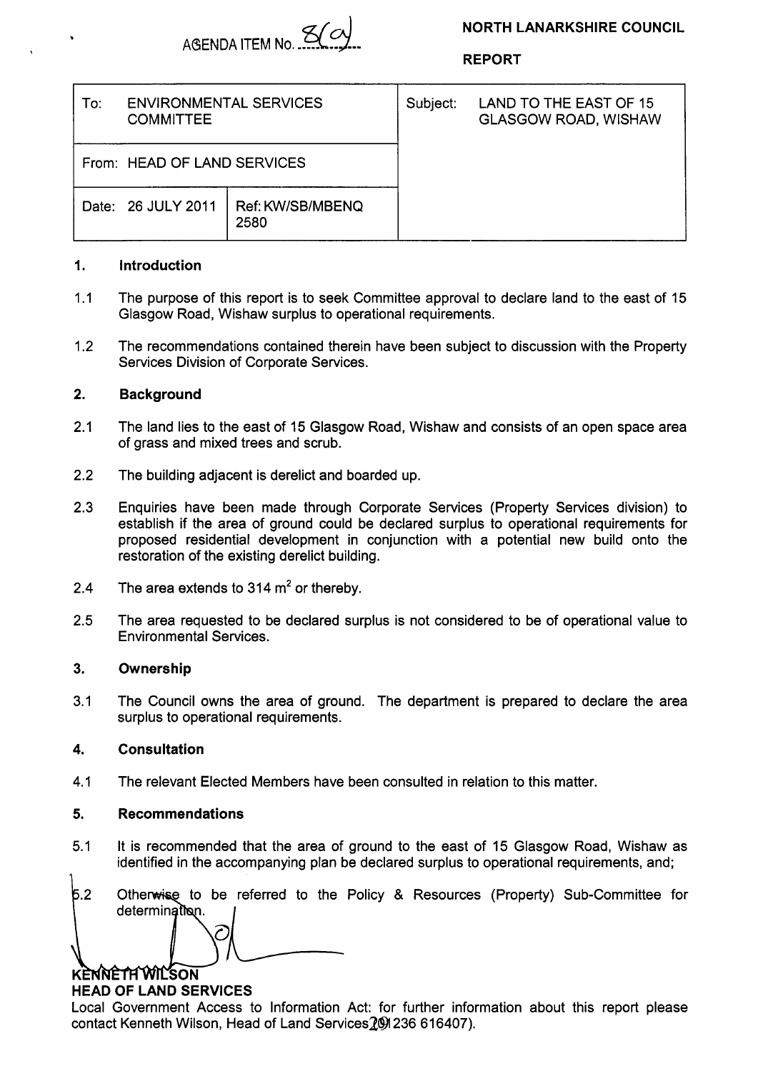AGENDA ITEM No. 8(a)

**NORTH LANARKSHIRE COUNCIL**

**REPORT**

| To: ENVIRONMENTAL SERVICES COMMITTEE | | Subject: LAND TO THE EAST OF 15 GLASGOW ROAD, WISHAW |
|---|---|---|
| From: HEAD OF LAND SERVICES | | |
| Date: 26 JULY 2011 | Ref: KW/SB/MBENQ 2580 | |

## 1. Introduction

1.1 The purpose of this report is to seek Committee approval to declare land to the east of 15 Glasgow Road, Wishaw surplus to operational requirements.

1.2 The recommendations contained therein have been subject to discussion with the Property Services Division of Corporate Services.

## 2. Background

2.1 The land lies to the east of 15 Glasgow Road, Wishaw and consists of an open space area of grass and mixed trees and scrub.

2.2 The building adjacent is derelict and boarded up.

2.3 Enquiries have been made through Corporate Services (Property Services division) to establish if the area of ground could be declared surplus to operational requirements for proposed residential development in conjunction with a potential new build onto the restoration of the existing derelict building.

2.4 The area extends to 314 $m^2$ or thereby.

2.5 The area requested to be declared surplus is not considered to be of operational value to Environmental Services.

## 3. Ownership

3.1 The Council owns the area of ground. The department is prepared to declare the area surplus to operational requirements.

## 4. Consultation

4.1 The relevant Elected Members have been consulted in relation to this matter.

## 5. Recommendations

5.1 It is recommended that the area of ground to the east of 15 Glasgow Road, Wishaw as identified in the accompanying plan be declared surplus to operational requirements, and;

5.2 Otherwise to be referred to the Policy & Resources (Property) Sub-Committee for determination.

**KENNETH WILSON**
**HEAD OF LAND SERVICES**

Local Government Access to Information Act: for further information about this report please contact Kenneth Wilson, Head of Land Services (01236 616407).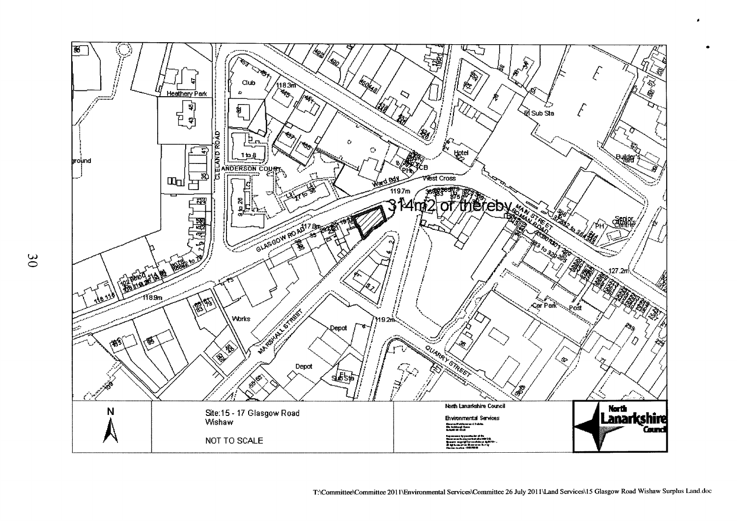314m2 or thereby

N

Site:15 - 17 Glasgow Road
Wishaw

NOT TO SCALE

North Lanarkshire Council

Environmental Services

North Lanarkshire Council